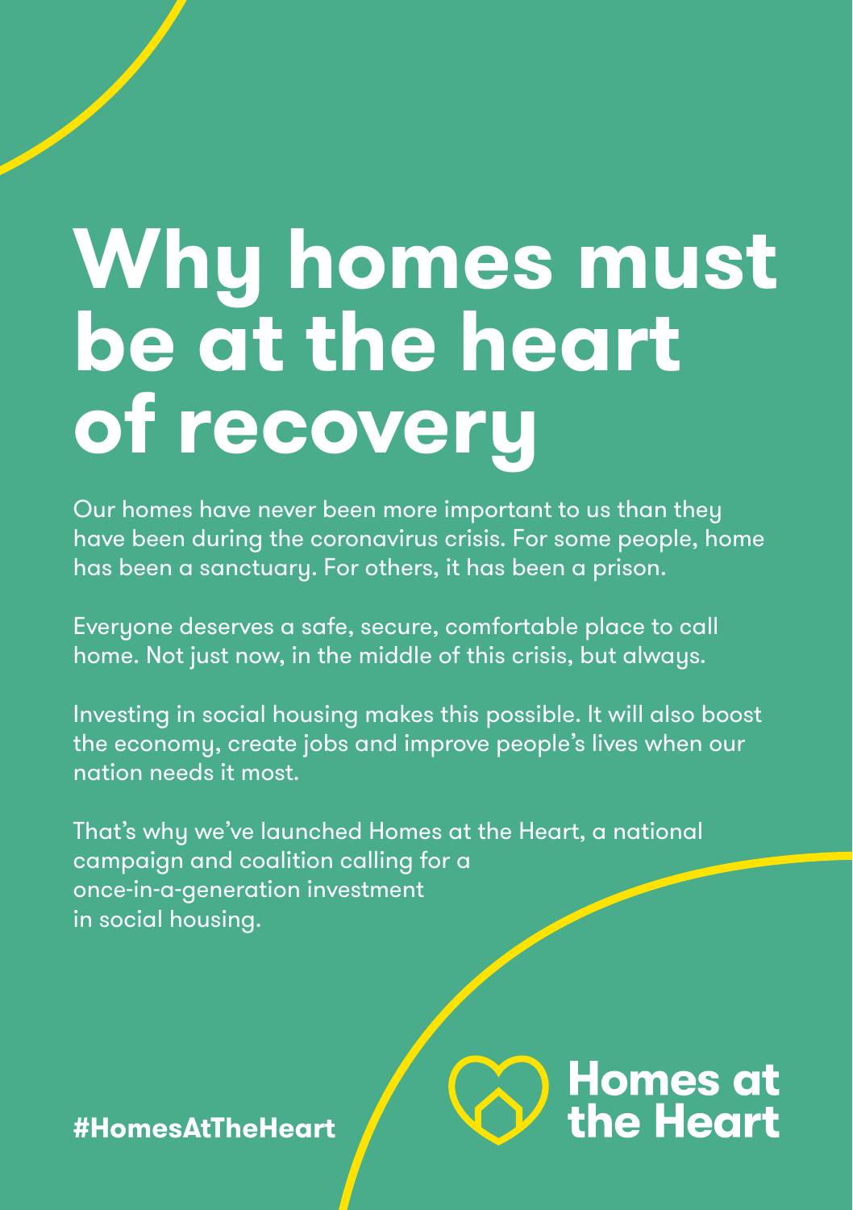# Why homes must be at the heart of recovery

Our homes have never been more important to us than they have been during the coronavirus crisis. For some people, home has been a sanctuary. For others, it has been a prison.

Everyone deserves a safe, secure, comfortable place to call home. Not just now, in the middle of this crisis, but always.

Investing in social housing makes this possible. It will also boost the economy, create jobs and improve people's lives when our nation needs it most.

That's why we've launched Homes at the Heart, a national campaign and coalition calling for a once-in-a-generation investment in social housing.

**#HomesAtTheHeart**

**Homes at the Heart**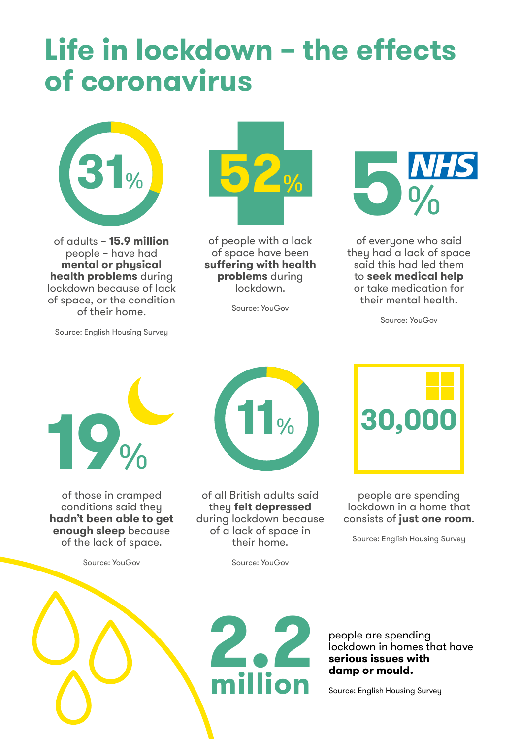# Life in lockdown – the effects of coronavirus

**31%**

of adults – **15.9 million** people – have had **mental or physical health problems** during lockdown because of lack of space, or the condition of their home.

Source: English Housing Survey

**52%**

of people with a lack of space have been **suffering with health problems** during lockdown.

Source: YouGov

**5%**

of everyone who said they had a lack of space said this had led them to **seek medical help** or take medication for their mental health.

Source: YouGov

**19%**

of those in cramped conditions said they **hadn't been able to get enough sleep** because of the lack of space.

Source: YouGov

**11%**

of all British adults said they **felt depressed** during lockdown because of a lack of space in their home.

Source: YouGov

**30,000**

people are spending lockdown in a home that consists of **just one room**.

Source: English Housing Survey

**2.2 million**

people are spending lockdown in homes that have **serious issues with damp or mould.**

Source: English Housing Survey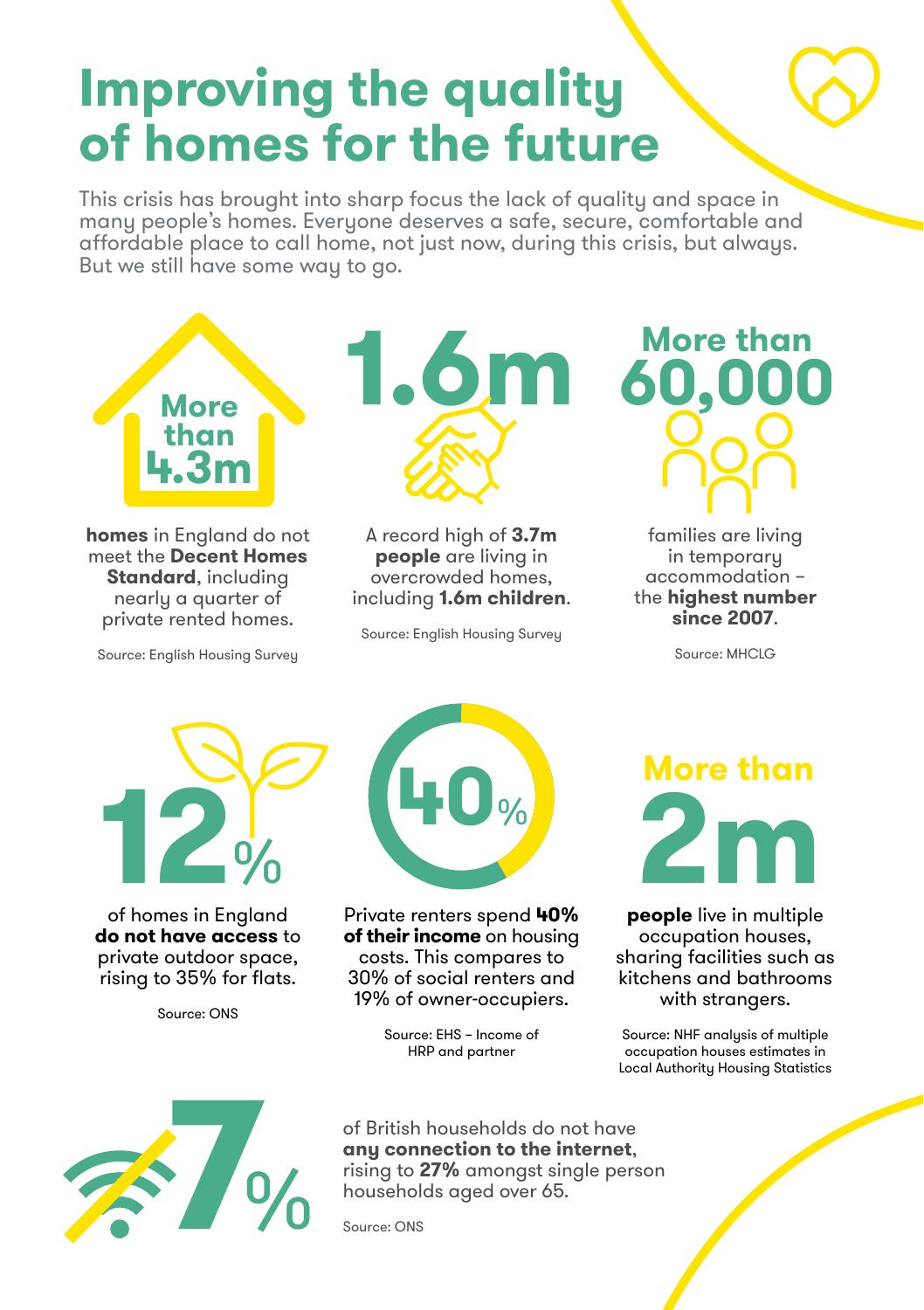# Improving the quality of homes for the future

This crisis has brought into sharp focus the lack of quality and space in many people's homes. Everyone deserves a safe, secure, comfortable and affordable place to call home, not just now, during this crisis, but always. But we still have some way to go.

## More than 4.3m

**homes** in England do not meet the **Decent Homes Standard**, including nearly a quarter of private rented homes.

Source: English Housing Survey

## 1.6m

A record high of **3.7m people** are living in overcrowded homes, including **1.6m children**.

Source: English Housing Survey

## More than 60,000

families are living in temporary accommodation – the **highest number since 2007**.

Source: MHCLG

## 12%

of homes in England **do not have access** to private outdoor space, rising to 35% for flats.

Source: ONS

## 40%

Private renters spend **40% of their income** on housing costs. This compares to 30% of social renters and 19% of owner-occupiers.

Source: EHS – Income of HRP and partner

## More than 2m

**people** live in multiple occupation houses, sharing facilities such as kitchens and bathrooms with strangers.

Source: NHF analysis of multiple occupation houses estimates in Local Authority Housing Statistics

## 7%

of British households do not have **any connection to the internet**, rising to **27%** amongst single person households aged over 65.

Source: ONS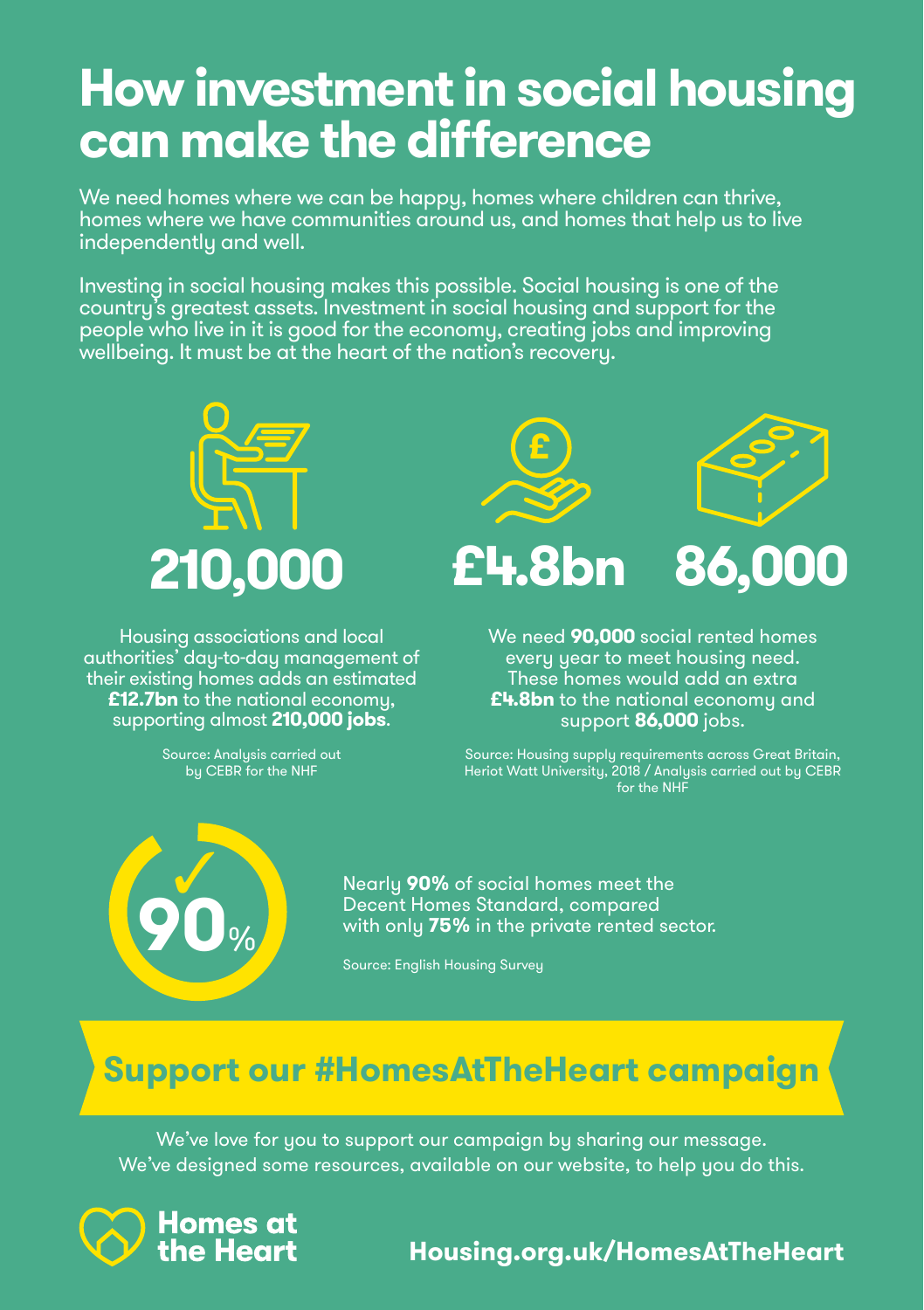# How investment in social housing can make the difference

We need homes where we can be happy, homes where children can thrive, homes where we have communities around us, and homes that help us to live independently and well.

Investing in social housing makes this possible. Social housing is one of the country's greatest assets. Investment in social housing and support for the people who live in it is good for the economy, creating jobs and improving wellbeing. It must be at the heart of the nation's recovery.

## 210,000

Housing associations and local authorities' day-to-day management of their existing homes adds an estimated **£12.7bn** to the national economy, supporting almost **210,000 jobs**.

Source: Analysis carried out by CEBR for the NHF

## £4.8bn 86,000

We need **90,000** social rented homes every year to meet housing need. These homes would add an extra **£4.8bn** to the national economy and support **86,000** jobs.

Source: Housing supply requirements across Great Britain, Heriot Watt University, 2018 / Analysis carried out by CEBR for the NHF

## 90%

Nearly **90%** of social homes meet the Decent Homes Standard, compared with only **75%** in the private rented sector.

Source: English Housing Survey

## Support our #HomesAtTheHeart campaign

We've love for you to support our campaign by sharing our message. We've designed some resources, available on our website, to help you do this.

Homes at the Heart

**Housing.org.uk/HomesAtTheHeart**